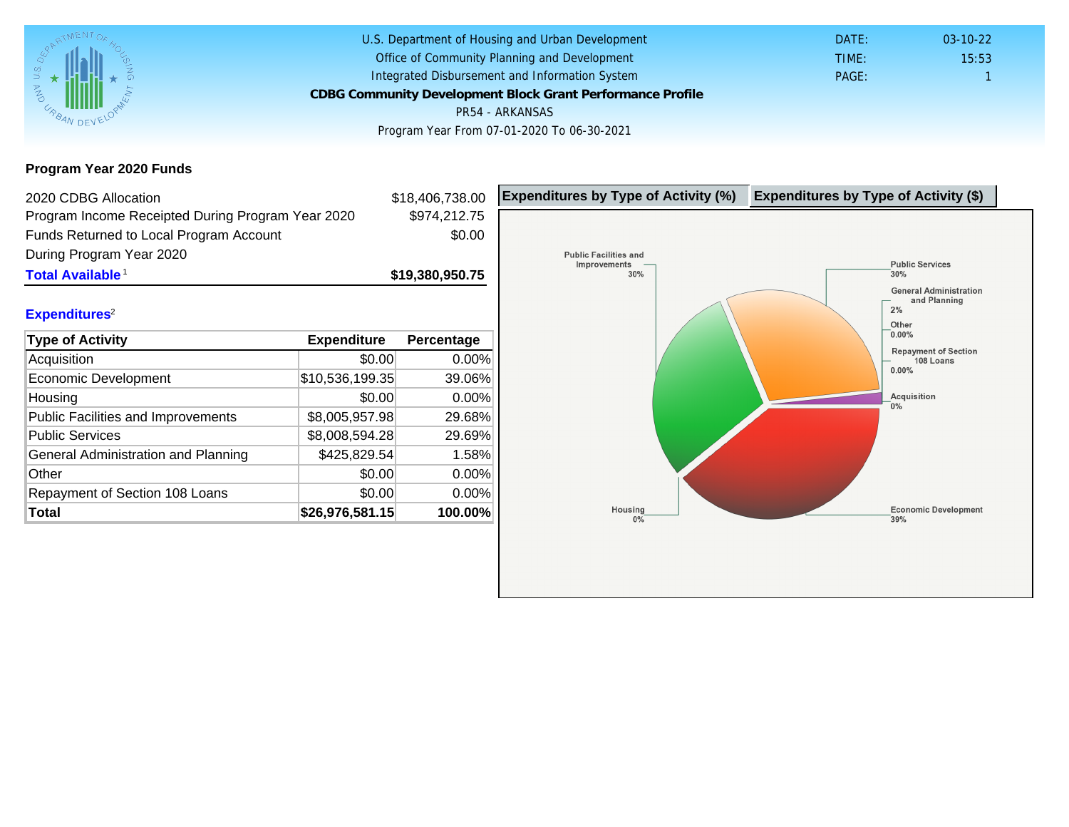U.S. Department of Housing and Urban Development
Office of Community Planning and Development
Integrated Disbursement and Information System

# CDBG Community Development Block Grant Performance Profile

PR54 - ARKANSAS

Program Year From 07-01-2020 To 06-30-2021

DATE: 03-10-22
TIME: 15:53
PAGE: 1

## Program Year 2020 Funds

| | |
|---|---|
| 2020 CDBG Allocation | $18,406,738.00 |
| Program Income Receipted During Program Year 2020 | $974,212.75 |
| Funds Returned to Local Program Account During Program Year 2020 | $0.00 |
| **Total Available**[1] | **$19,380,950.75** |

## Expenditures[2]

| Type of Activity | Expenditure | Percentage |
|---|---|---|
| Acquisition | $0.00 | 0.00% |
| Economic Development | $10,536,199.35 | 39.06% |
| Housing | $0.00 | 0.00% |
| Public Facilities and Improvements | $8,005,957.98 | 29.68% |
| Public Services | $8,008,594.28 | 29.69% |
| General Administration and Planning | $425,829.54 | 1.58% |
| Other | $0.00 | 0.00% |
| Repayment of Section 108 Loans | $0.00 | 0.00% |
| **Total** | **$26,976,581.15** | **100.00%** |

**Expenditures by Type of Activity (%)** | **Expenditures by Type of Activity ($)**

Public Facilities and Improvements 30%
Public Services 30%
General Administration and Planning 2%
Other 0.00%
Repayment of Section 108 Loans 0.00%
Acquisition 0%
Housing 0%
Economic Development 39%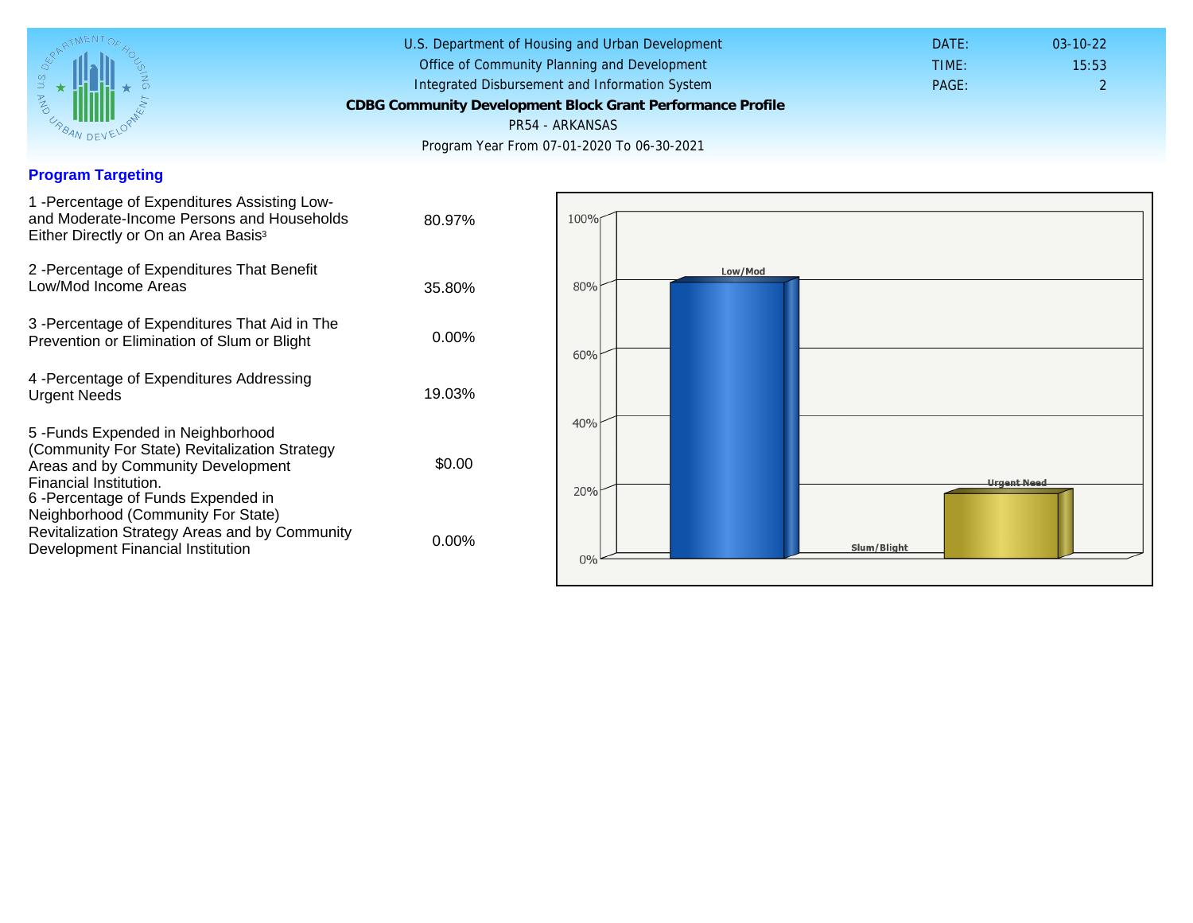U.S. Department of Housing and Urban Development
Office of Community Planning and Development
Integrated Disbursement and Information System

**CDBG Community Development Block Grant Performance Profile**

PR54 - ARKANSAS

Program Year From 07-01-2020 To 06-30-2021

DATE: 03-10-22
TIME: 15:53
PAGE: 2

## Program Targeting

| Measure | Value |
| --- | --- |
| 1 -Percentage of Expenditures Assisting Low- and Moderate-Income Persons and Households Either Directly or On an Area Basis[3] | 80.97% |
| 2 -Percentage of Expenditures That Benefit Low/Mod Income Areas | 35.80% |
| 3 -Percentage of Expenditures That Aid in The Prevention or Elimination of Slum or Blight | 0.00% |
| 4 -Percentage of Expenditures Addressing Urgent Needs | 19.03% |
| 5 -Funds Expended in Neighborhood (Community For State) Revitalization Strategy Areas and by Community Development Financial Institution. | $0.00 |
| 6 -Percentage of Funds Expended in Neighborhood (Community For State) Revitalization Strategy Areas and by Community Development Financial Institution | 0.00% |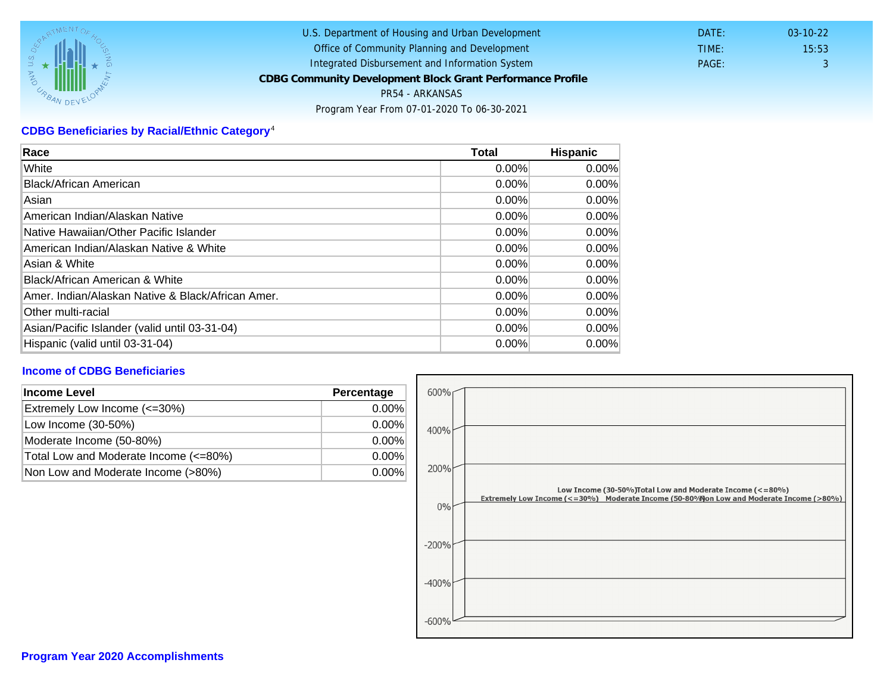U.S. Department of Housing and Urban Development
Office of Community Planning and Development
Integrated Disbursement and Information System
**CDBG Community Development Block Grant Performance Profile**
PR54 - ARKANSAS
Program Year From 07-01-2020 To 06-30-2021

DATE: 03-10-22
TIME: 15:53
PAGE: 3

## CDBG Beneficiaries by Racial/Ethnic Category[4]

| Race | Total | Hispanic |
|---|---|---|
| White | 0.00% | 0.00% |
| Black/African American | 0.00% | 0.00% |
| Asian | 0.00% | 0.00% |
| American Indian/Alaskan Native | 0.00% | 0.00% |
| Native Hawaiian/Other Pacific Islander | 0.00% | 0.00% |
| American Indian/Alaskan Native & White | 0.00% | 0.00% |
| Asian & White | 0.00% | 0.00% |
| Black/African American & White | 0.00% | 0.00% |
| Amer. Indian/Alaskan Native & Black/African Amer. | 0.00% | 0.00% |
| Other multi-racial | 0.00% | 0.00% |
| Asian/Pacific Islander (valid until 03-31-04) | 0.00% | 0.00% |
| Hispanic (valid until 03-31-04) | 0.00% | 0.00% |

## Income of CDBG Beneficiaries

| Income Level | Percentage |
|---|---|
| Extremely Low Income (<=30%) | 0.00% |
| Low Income (30-50%) | 0.00% |
| Moderate Income (50-80%) | 0.00% |
| Total Low and Moderate Income (<=80%) | 0.00% |
| Non Low and Moderate Income (>80%) | 0.00% |

## Program Year 2020 Accomplishments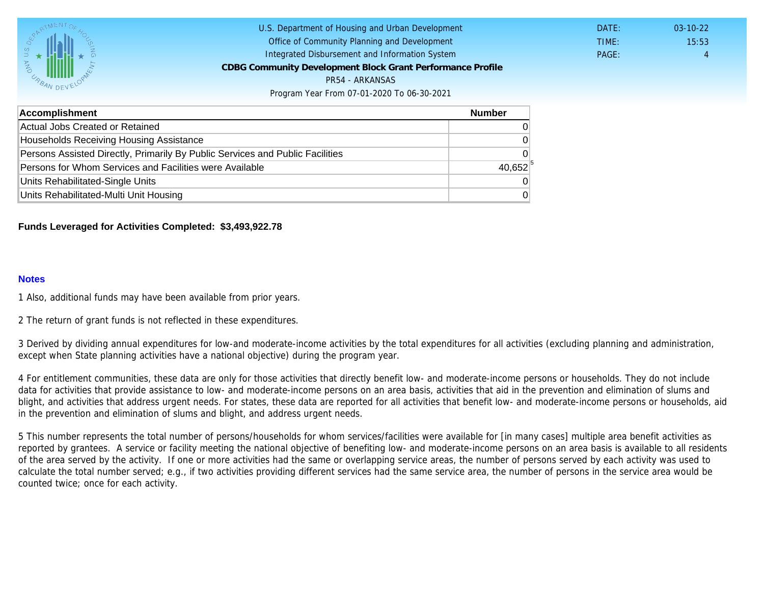U.S. Department of Housing and Urban Development
Office of Community Planning and Development
Integrated Disbursement and Information System

**CDBG Community Development Block Grant Performance Profile**

PR54 - ARKANSAS

Program Year From 07-01-2020 To 06-30-2021

DATE: 03-10-22
TIME: 15:53
PAGE: 4

| Accomplishment | Number |
|---|---|
| Actual Jobs Created or Retained | 0 |
| Households Receiving Housing Assistance | 0 |
| Persons Assisted Directly, Primarily By Public Services and Public Facilities | 0 |
| Persons for Whom Services and Facilities were Available | 40,652 [5] |
| Units Rehabilitated-Single Units | 0 |
| Units Rehabilitated-Multi Unit Housing | 0 |

**Funds Leveraged for Activities Completed: $3,493,922.78**

## Notes

1 Also, additional funds may have been available from prior years.

2 The return of grant funds is not reflected in these expenditures.

3 Derived by dividing annual expenditures for low-and moderate-income activities by the total expenditures for all activities (excluding planning and administration, except when State planning activities have a national objective) during the program year.

4 For entitlement communities, these data are only for those activities that directly benefit low- and moderate-income persons or households. They do not include data for activities that provide assistance to low- and moderate-income persons on an area basis, activities that aid in the prevention and elimination of slums and blight, and activities that address urgent needs. For states, these data are reported for all activities that benefit low- and moderate-income persons or households, aid in the prevention and elimination of slums and blight, and address urgent needs.

5 This number represents the total number of persons/households for whom services/facilities were available for [in many cases] multiple area benefit activities as reported by grantees. A service or facility meeting the national objective of benefiting low- and moderate-income persons on an area basis is available to all residents of the area served by the activity. If one or more activities had the same or overlapping service areas, the number of persons served by each activity was used to calculate the total number served; e.g., if two activities providing different services had the same service area, the number of persons in the service area would be counted twice; once for each activity.